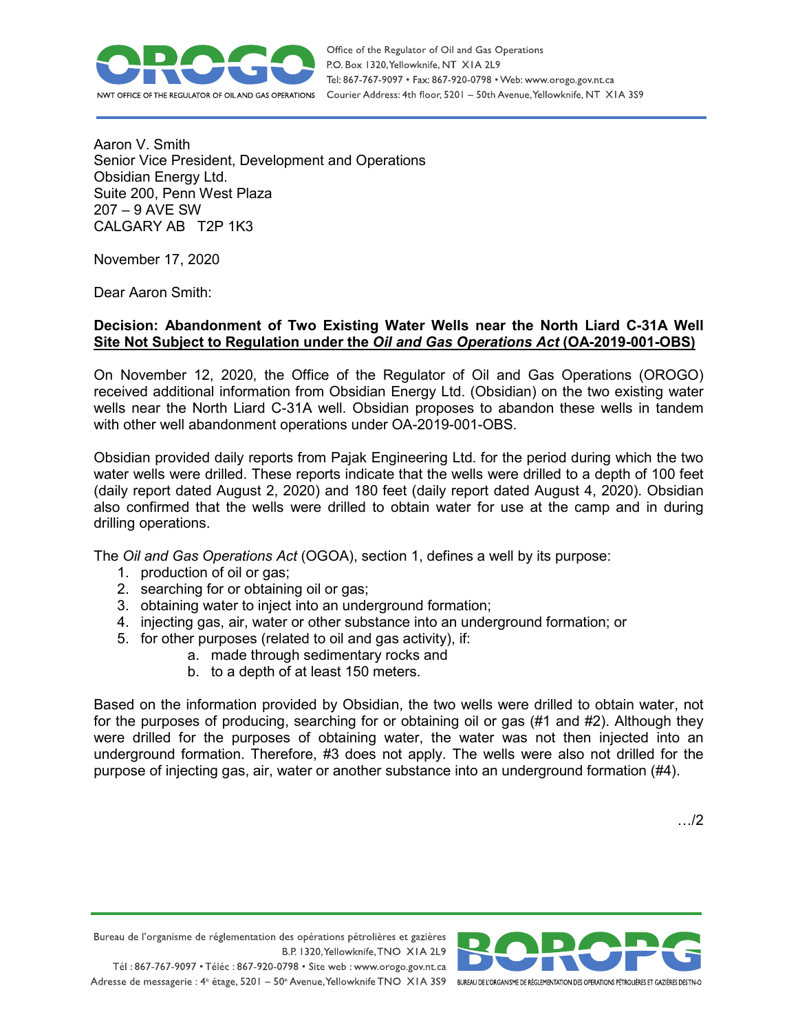Office of the Regulator of Oil and Gas Operations
P.O. Box 1320, Yellowknife, NT X1A 2L9
Tel: 867-767-9097 • Fax: 867-920-0798 • Web: www.orogo.gov.nt.ca
Courier Address: 4th floor, 5201 – 50th Avenue, Yellowknife, NT X1A 3S9

Aaron V. Smith
Senior Vice President, Development and Operations
Obsidian Energy Ltd.
Suite 200, Penn West Plaza
207 – 9 AVE SW
CALGARY AB T2P 1K3

November 17, 2020

Dear Aaron Smith:

**Decision: Abandonment of Two Existing Water Wells near the North Liard C-31A Well Site Not Subject to Regulation under the *Oil and Gas Operations Act* (OA-2019-001-OBS)**

On November 12, 2020, the Office of the Regulator of Oil and Gas Operations (OROGO) received additional information from Obsidian Energy Ltd. (Obsidian) on the two existing water wells near the North Liard C-31A well. Obsidian proposes to abandon these wells in tandem with other well abandonment operations under OA-2019-001-OBS.

Obsidian provided daily reports from Pajak Engineering Ltd. for the period during which the two water wells were drilled. These reports indicate that the wells were drilled to a depth of 100 feet (daily report dated August 2, 2020) and 180 feet (daily report dated August 4, 2020). Obsidian also confirmed that the wells were drilled to obtain water for use at the camp and in during drilling operations.

The *Oil and Gas Operations Act* (OGOA), section 1, defines a well by its purpose:

1. production of oil or gas;
2. searching for or obtaining oil or gas;
3. obtaining water to inject into an underground formation;
4. injecting gas, air, water or other substance into an underground formation; or
5. for other purposes (related to oil and gas activity), if:
    a. made through sedimentary rocks and
    b. to a depth of at least 150 meters.

Based on the information provided by Obsidian, the two wells were drilled to obtain water, not for the purposes of producing, searching for or obtaining oil or gas (#1 and #2). Although they were drilled for the purposes of obtaining water, the water was not then injected into an underground formation. Therefore, #3 does not apply. The wells were also not drilled for the purpose of injecting gas, air, water or another substance into an underground formation (#4).

…/2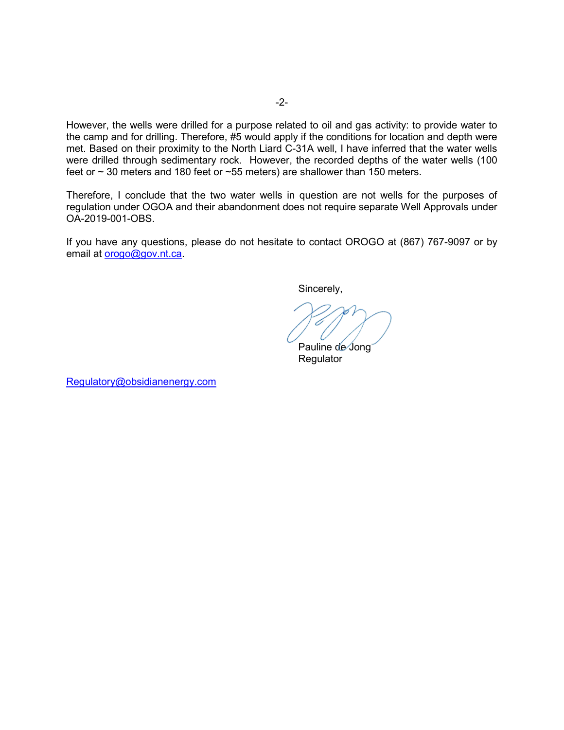However, the wells were drilled for a purpose related to oil and gas activity: to provide water to the camp and for drilling. Therefore, #5 would apply if the conditions for location and depth were met. Based on their proximity to the North Liard C-31A well, I have inferred that the water wells were drilled through sedimentary rock. However, the recorded depths of the water wells (100 feet or ~ 30 meters and 180 feet or ~55 meters) are shallower than 150 meters.

Therefore, I conclude that the two water wells in question are not wells for the purposes of regulation under OGOA and their abandonment does not require separate Well Approvals under OA-2019-001-OBS.

If you have any questions, please do not hesitate to contact OROGO at (867) 767-9097 or by email at orogo@gov.nt.ca.

Sincerely,

Pauline de Jong  
Regulator

Regulatory@obsidianenergy.com